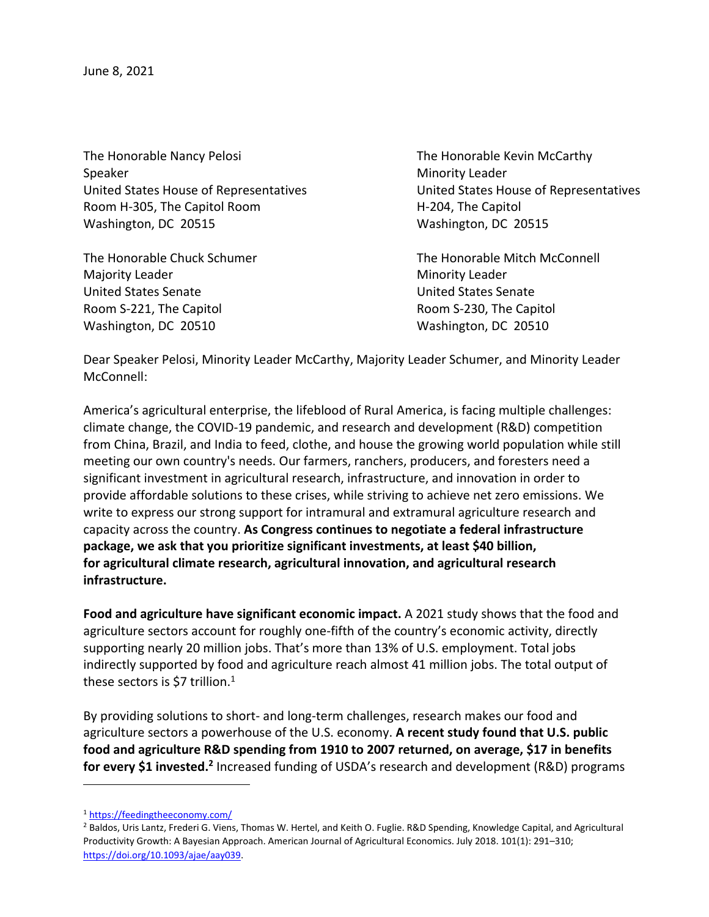June 8, 2021

The Honorable Nancy Pelosi
Speaker
United States House of Representatives
Room H-305, The Capitol Room
Washington, DC 20515

The Honorable Kevin McCarthy
Minority Leader
United States House of Representatives
H-204, The Capitol
Washington, DC 20515

The Honorable Chuck Schumer
Majority Leader
United States Senate
Room S-221, The Capitol
Washington, DC 20510

The Honorable Mitch McConnell
Minority Leader
United States Senate
Room S-230, The Capitol
Washington, DC 20510

Dear Speaker Pelosi, Minority Leader McCarthy, Majority Leader Schumer, and Minority Leader McConnell:

America's agricultural enterprise, the lifeblood of Rural America, is facing multiple challenges: climate change, the COVID-19 pandemic, and research and development (R&D) competition from China, Brazil, and India to feed, clothe, and house the growing world population while still meeting our own country's needs. Our farmers, ranchers, producers, and foresters need a significant investment in agricultural research, infrastructure, and innovation in order to provide affordable solutions to these crises, while striving to achieve net zero emissions. We write to express our strong support for intramural and extramural agriculture research and capacity across the country. **As Congress continues to negotiate a federal infrastructure package, we ask that you prioritize significant investments, at least $40 billion, for agricultural climate research, agricultural innovation, and agricultural research infrastructure.**

**Food and agriculture have significant economic impact.** A 2021 study shows that the food and agriculture sectors account for roughly one-fifth of the country's economic activity, directly supporting nearly 20 million jobs. That's more than 13% of U.S. employment. Total jobs indirectly supported by food and agriculture reach almost 41 million jobs. The total output of these sectors is $7 trillion.[1]

By providing solutions to short- and long-term challenges, research makes our food and agriculture sectors a powerhouse of the U.S. economy. **A recent study found that U.S. public food and agriculture R&D spending from 1910 to 2007 returned, on average, $17 in benefits for every $1 invested.[2]** Increased funding of USDA's research and development (R&D) programs

---

[1] https://feedingtheeconomy.com/

[2] Baldos, Uris Lantz, Frederi G. Viens, Thomas W. Hertel, and Keith O. Fuglie. R&D Spending, Knowledge Capital, and Agricultural Productivity Growth: A Bayesian Approach. American Journal of Agricultural Economics. July 2018. 101(1): 291–310; https://doi.org/10.1093/ajae/aay039.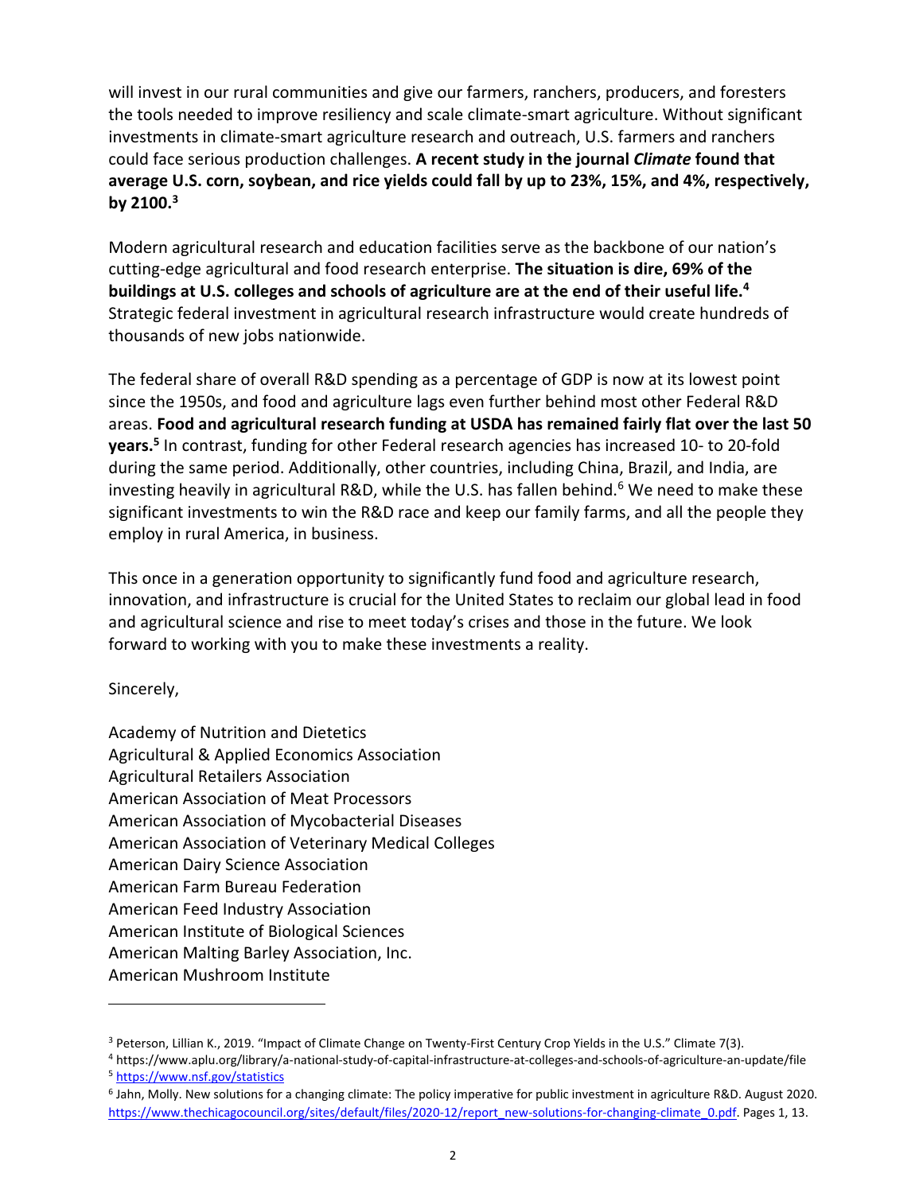will invest in our rural communities and give our farmers, ranchers, producers, and foresters the tools needed to improve resiliency and scale climate-smart agriculture. Without significant investments in climate-smart agriculture research and outreach, U.S. farmers and ranchers could face serious production challenges. **A recent study in the journal *Climate* found that average U.S. corn, soybean, and rice yields could fall by up to 23%, 15%, and 4%, respectively, by 2100.**[3]

Modern agricultural research and education facilities serve as the backbone of our nation's cutting-edge agricultural and food research enterprise. **The situation is dire, 69% of the buildings at U.S. colleges and schools of agriculture are at the end of their useful life.**[4] Strategic federal investment in agricultural research infrastructure would create hundreds of thousands of new jobs nationwide.

The federal share of overall R&D spending as a percentage of GDP is now at its lowest point since the 1950s, and food and agriculture lags even further behind most other Federal R&D areas. **Food and agricultural research funding at USDA has remained fairly flat over the last 50 years.**[5] In contrast, funding for other Federal research agencies has increased 10- to 20-fold during the same period. Additionally, other countries, including China, Brazil, and India, are investing heavily in agricultural R&D, while the U.S. has fallen behind.[6] We need to make these significant investments to win the R&D race and keep our family farms, and all the people they employ in rural America, in business.

This once in a generation opportunity to significantly fund food and agriculture research, innovation, and infrastructure is crucial for the United States to reclaim our global lead in food and agricultural science and rise to meet today's crises and those in the future. We look forward to working with you to make these investments a reality.

Sincerely,

Academy of Nutrition and Dietetics
Agricultural & Applied Economics Association
Agricultural Retailers Association
American Association of Meat Processors
American Association of Mycobacterial Diseases
American Association of Veterinary Medical Colleges
American Dairy Science Association
American Farm Bureau Federation
American Feed Industry Association
American Institute of Biological Sciences
American Malting Barley Association, Inc.
American Mushroom Institute

---

[3] Peterson, Lillian K., 2019. "Impact of Climate Change on Twenty-First Century Crop Yields in the U.S." Climate 7(3).

[4] https://www.aplu.org/library/a-national-study-of-capital-infrastructure-at-colleges-and-schools-of-agriculture-an-update/file

[5] https://www.nsf.gov/statistics

[6] Jahn, Molly. New solutions for a changing climate: The policy imperative for public investment in agriculture R&D. August 2020. https://www.thechicagocouncil.org/sites/default/files/2020-12/report_new-solutions-for-changing-climate_0.pdf. Pages 1, 13.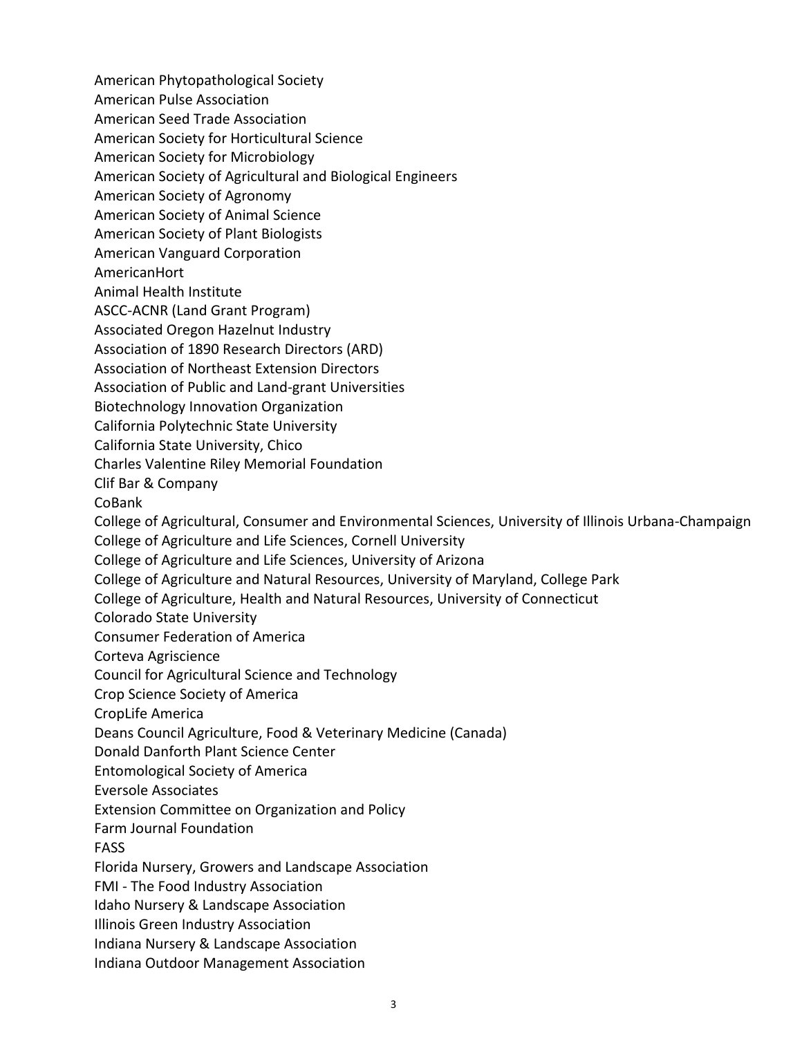American Phytopathological Society
American Pulse Association
American Seed Trade Association
American Society for Horticultural Science
American Society for Microbiology
American Society of Agricultural and Biological Engineers
American Society of Agronomy
American Society of Animal Science
American Society of Plant Biologists
American Vanguard Corporation
AmericanHort
Animal Health Institute
ASCC-ACNR (Land Grant Program)
Associated Oregon Hazelnut Industry
Association of 1890 Research Directors (ARD)
Association of Northeast Extension Directors
Association of Public and Land-grant Universities
Biotechnology Innovation Organization
California Polytechnic State University
California State University, Chico
Charles Valentine Riley Memorial Foundation
Clif Bar & Company
CoBank
College of Agricultural, Consumer and Environmental Sciences, University of Illinois Urbana-Champaign
College of Agriculture and Life Sciences, Cornell University
College of Agriculture and Life Sciences, University of Arizona
College of Agriculture and Natural Resources, University of Maryland, College Park
College of Agriculture, Health and Natural Resources, University of Connecticut
Colorado State University
Consumer Federation of America
Corteva Agriscience
Council for Agricultural Science and Technology
Crop Science Society of America
CropLife America
Deans Council Agriculture, Food & Veterinary Medicine (Canada)
Donald Danforth Plant Science Center
Entomological Society of America
Eversole Associates
Extension Committee on Organization and Policy
Farm Journal Foundation
FASS
Florida Nursery, Growers and Landscape Association
FMI - The Food Industry Association
Idaho Nursery & Landscape Association
Illinois Green Industry Association
Indiana Nursery & Landscape Association
Indiana Outdoor Management Association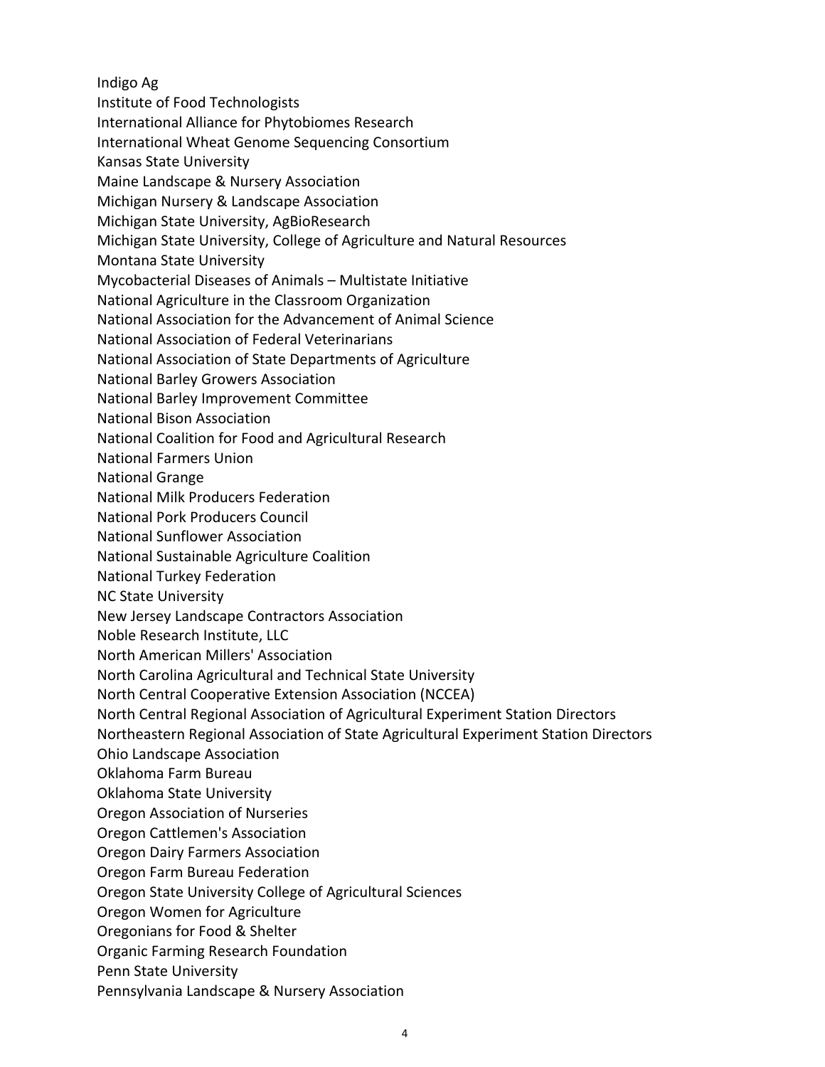Indigo Ag
Institute of Food Technologists
International Alliance for Phytobiomes Research
International Wheat Genome Sequencing Consortium
Kansas State University
Maine Landscape & Nursery Association
Michigan Nursery & Landscape Association
Michigan State University, AgBioResearch
Michigan State University, College of Agriculture and Natural Resources
Montana State University
Mycobacterial Diseases of Animals – Multistate Initiative
National Agriculture in the Classroom Organization
National Association for the Advancement of Animal Science
National Association of Federal Veterinarians
National Association of State Departments of Agriculture
National Barley Growers Association
National Barley Improvement Committee
National Bison Association
National Coalition for Food and Agricultural Research
National Farmers Union
National Grange
National Milk Producers Federation
National Pork Producers Council
National Sunflower Association
National Sustainable Agriculture Coalition
National Turkey Federation
NC State University
New Jersey Landscape Contractors Association
Noble Research Institute, LLC
North American Millers' Association
North Carolina Agricultural and Technical State University
North Central Cooperative Extension Association (NCCEA)
North Central Regional Association of Agricultural Experiment Station Directors
Northeastern Regional Association of State Agricultural Experiment Station Directors
Ohio Landscape Association
Oklahoma Farm Bureau
Oklahoma State University
Oregon Association of Nurseries
Oregon Cattlemen's Association
Oregon Dairy Farmers Association
Oregon Farm Bureau Federation
Oregon State University College of Agricultural Sciences
Oregon Women for Agriculture
Oregonians for Food & Shelter
Organic Farming Research Foundation
Penn State University
Pennsylvania Landscape & Nursery Association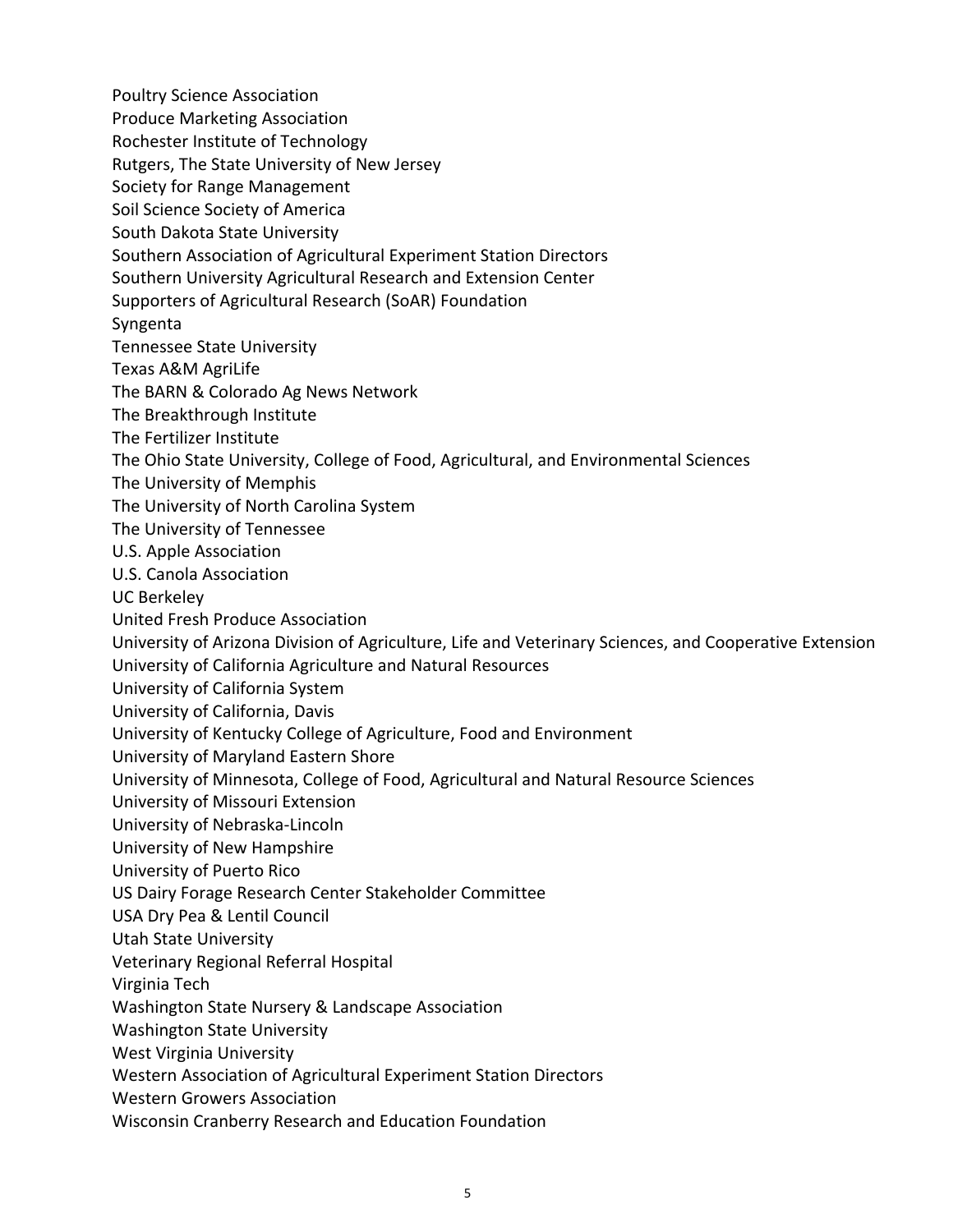Poultry Science Association
Produce Marketing Association
Rochester Institute of Technology
Rutgers, The State University of New Jersey
Society for Range Management
Soil Science Society of America
South Dakota State University
Southern Association of Agricultural Experiment Station Directors
Southern University Agricultural Research and Extension Center
Supporters of Agricultural Research (SoAR) Foundation
Syngenta
Tennessee State University
Texas A&M AgriLife
The BARN & Colorado Ag News Network
The Breakthrough Institute
The Fertilizer Institute
The Ohio State University, College of Food, Agricultural, and Environmental Sciences
The University of Memphis
The University of North Carolina System
The University of Tennessee
U.S. Apple Association
U.S. Canola Association
UC Berkeley
United Fresh Produce Association
University of Arizona Division of Agriculture, Life and Veterinary Sciences, and Cooperative Extension
University of California Agriculture and Natural Resources
University of California System
University of California, Davis
University of Kentucky College of Agriculture, Food and Environment
University of Maryland Eastern Shore
University of Minnesota, College of Food, Agricultural and Natural Resource Sciences
University of Missouri Extension
University of Nebraska-Lincoln
University of New Hampshire
University of Puerto Rico
US Dairy Forage Research Center Stakeholder Committee
USA Dry Pea & Lentil Council
Utah State University
Veterinary Regional Referral Hospital
Virginia Tech
Washington State Nursery & Landscape Association
Washington State University
West Virginia University
Western Association of Agricultural Experiment Station Directors
Western Growers Association
Wisconsin Cranberry Research and Education Foundation